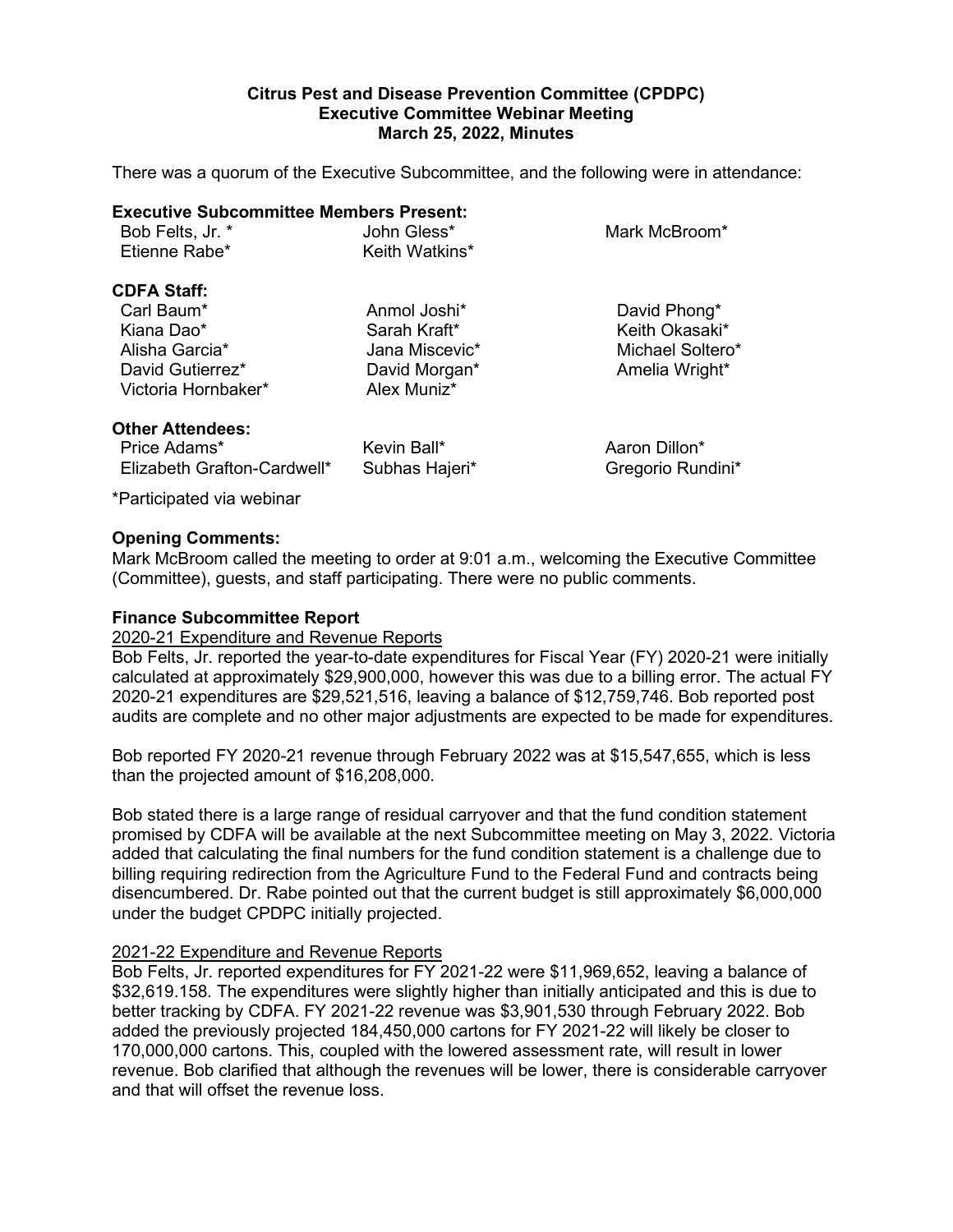**Citrus Pest and Disease Prevention Committee (CPDPC)**
**Executive Committee Webinar Meeting**
**March 25, 2022, Minutes**

There was a quorum of the Executive Subcommittee, and the following were in attendance:

**Executive Subcommittee Members Present:**

| | | |
|---|---|---|
| Bob Felts, Jr. * | John Gless* | Mark McBroom* |
| Etienne Rabe* | Keith Watkins* | |

**CDFA Staff:**

| | | |
|---|---|---|
| Carl Baum* | Anmol Joshi* | David Phong* |
| Kiana Dao* | Sarah Kraft* | Keith Okasaki* |
| Alisha Garcia* | Jana Miscevic* | Michael Soltero* |
| David Gutierrez* | David Morgan* | Amelia Wright* |
| Victoria Hornbaker* | Alex Muniz* | |

**Other Attendees:**

| | | |
|---|---|---|
| Price Adams* | Kevin Ball* | Aaron Dillon* |
| Elizabeth Grafton-Cardwell* | Subhas Hajeri* | Gregorio Rundini* |

*Participated via webinar

**Opening Comments:**

Mark McBroom called the meeting to order at 9:01 a.m., welcoming the Executive Committee (Committee), guests, and staff participating. There were no public comments.

**Finance Subcommittee Report**

2020-21 Expenditure and Revenue Reports

Bob Felts, Jr. reported the year-to-date expenditures for Fiscal Year (FY) 2020-21 were initially calculated at approximately $29,900,000, however this was due to a billing error. The actual FY 2020-21 expenditures are $29,521,516, leaving a balance of $12,759,746. Bob reported post audits are complete and no other major adjustments are expected to be made for expenditures.

Bob reported FY 2020-21 revenue through February 2022 was at $15,547,655, which is less than the projected amount of $16,208,000.

Bob stated there is a large range of residual carryover and that the fund condition statement promised by CDFA will be available at the next Subcommittee meeting on May 3, 2022. Victoria added that calculating the final numbers for the fund condition statement is a challenge due to billing requiring redirection from the Agriculture Fund to the Federal Fund and contracts being disencumbered. Dr. Rabe pointed out that the current budget is still approximately $6,000,000 under the budget CPDPC initially projected.

2021-22 Expenditure and Revenue Reports

Bob Felts, Jr. reported expenditures for FY 2021-22 were $11,969,652, leaving a balance of $32,619.158. The expenditures were slightly higher than initially anticipated and this is due to better tracking by CDFA. FY 2021-22 revenue was $3,901,530 through February 2022. Bob added the previously projected 184,450,000 cartons for FY 2021-22 will likely be closer to 170,000,000 cartons. This, coupled with the lowered assessment rate, will result in lower revenue. Bob clarified that although the revenues will be lower, there is considerable carryover and that will offset the revenue loss.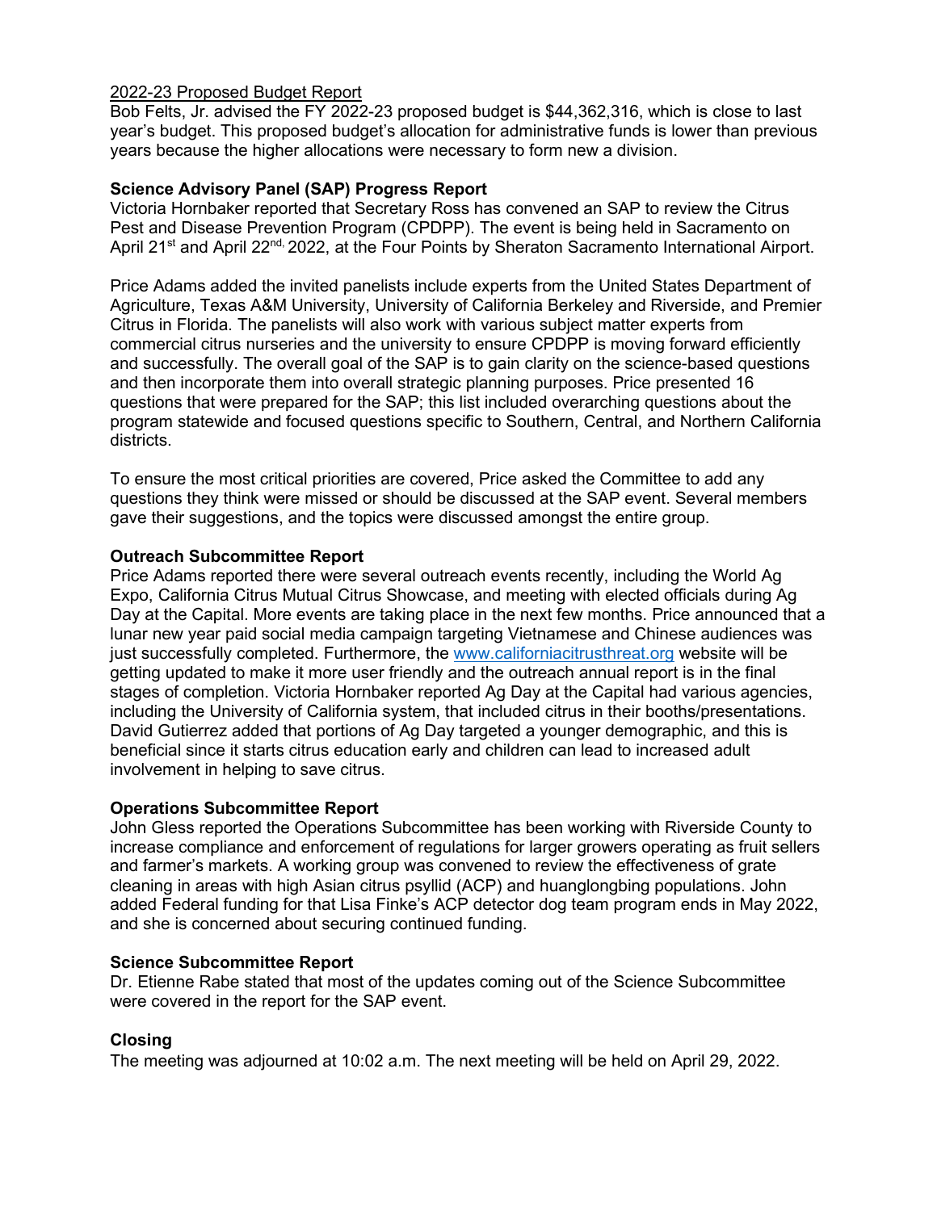2022-23 Proposed Budget Report

Bob Felts, Jr. advised the FY 2022-23 proposed budget is $44,362,316, which is close to last year's budget. This proposed budget's allocation for administrative funds is lower than previous years because the higher allocations were necessary to form new a division.

**Science Advisory Panel (SAP) Progress Report**

Victoria Hornbaker reported that Secretary Ross has convened an SAP to review the Citrus Pest and Disease Prevention Program (CPDPP). The event is being held in Sacramento on April 21st and April 22nd, 2022, at the Four Points by Sheraton Sacramento International Airport.

Price Adams added the invited panelists include experts from the United States Department of Agriculture, Texas A&M University, University of California Berkeley and Riverside, and Premier Citrus in Florida. The panelists will also work with various subject matter experts from commercial citrus nurseries and the university to ensure CPDPP is moving forward efficiently and successfully. The overall goal of the SAP is to gain clarity on the science-based questions and then incorporate them into overall strategic planning purposes. Price presented 16 questions that were prepared for the SAP; this list included overarching questions about the program statewide and focused questions specific to Southern, Central, and Northern California districts.

To ensure the most critical priorities are covered, Price asked the Committee to add any questions they think were missed or should be discussed at the SAP event. Several members gave their suggestions, and the topics were discussed amongst the entire group.

**Outreach Subcommittee Report**

Price Adams reported there were several outreach events recently, including the World Ag Expo, California Citrus Mutual Citrus Showcase, and meeting with elected officials during Ag Day at the Capital. More events are taking place in the next few months. Price announced that a lunar new year paid social media campaign targeting Vietnamese and Chinese audiences was just successfully completed. Furthermore, the www.californiacitrusthreat.org website will be getting updated to make it more user friendly and the outreach annual report is in the final stages of completion. Victoria Hornbaker reported Ag Day at the Capital had various agencies, including the University of California system, that included citrus in their booths/presentations. David Gutierrez added that portions of Ag Day targeted a younger demographic, and this is beneficial since it starts citrus education early and children can lead to increased adult involvement in helping to save citrus.

**Operations Subcommittee Report**

John Gless reported the Operations Subcommittee has been working with Riverside County to increase compliance and enforcement of regulations for larger growers operating as fruit sellers and farmer's markets. A working group was convened to review the effectiveness of grate cleaning in areas with high Asian citrus psyllid (ACP) and huanglongbing populations. John added Federal funding for that Lisa Finke's ACP detector dog team program ends in May 2022, and she is concerned about securing continued funding.

**Science Subcommittee Report**

Dr. Etienne Rabe stated that most of the updates coming out of the Science Subcommittee were covered in the report for the SAP event.

**Closing**

The meeting was adjourned at 10:02 a.m. The next meeting will be held on April 29, 2022.